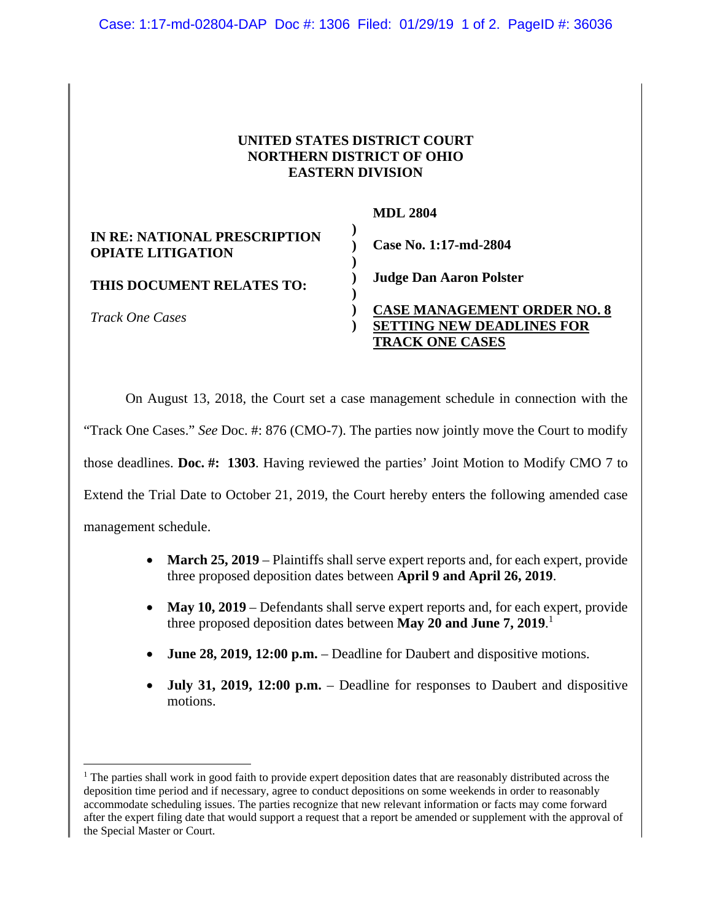**UNITED STATES DISTRICT COURT**
**NORTHERN DISTRICT OF OHIO**
**EASTERN DIVISION**

| | | |
|---|---|---|
| **IN RE: NATIONAL PRESCRIPTION OPIATE LITIGATION** | ) | **MDL 2804** |
| | ) | **Case No. 1:17-md-2804** |
| **THIS DOCUMENT RELATES TO:** | ) | **Judge Dan Aaron Polster** |
| *Track One Cases* | ) | **CASE MANAGEMENT ORDER NO. 8 SETTING NEW DEADLINES FOR TRACK ONE CASES** |

On August 13, 2018, the Court set a case management schedule in connection with the "Track One Cases." *See* Doc. #: 876 (CMO-7). The parties now jointly move the Court to modify those deadlines. **Doc. #: 1303**. Having reviewed the parties' Joint Motion to Modify CMO 7 to Extend the Trial Date to October 21, 2019, the Court hereby enters the following amended case management schedule.

- **March 25, 2019** – Plaintiffs shall serve expert reports and, for each expert, provide three proposed deposition dates between **April 9 and April 26, 2019**.
- **May 10, 2019** – Defendants shall serve expert reports and, for each expert, provide three proposed deposition dates between **May 20 and June 7, 2019**.[1]
- **June 28, 2019, 12:00 p.m.** – Deadline for Daubert and dispositive motions.
- **July 31, 2019, 12:00 p.m.** – Deadline for responses to Daubert and dispositive motions.

[1] The parties shall work in good faith to provide expert deposition dates that are reasonably distributed across the deposition time period and if necessary, agree to conduct depositions on some weekends in order to reasonably accommodate scheduling issues. The parties recognize that new relevant information or facts may come forward after the expert filing date that would support a request that a report be amended or supplement with the approval of the Special Master or Court.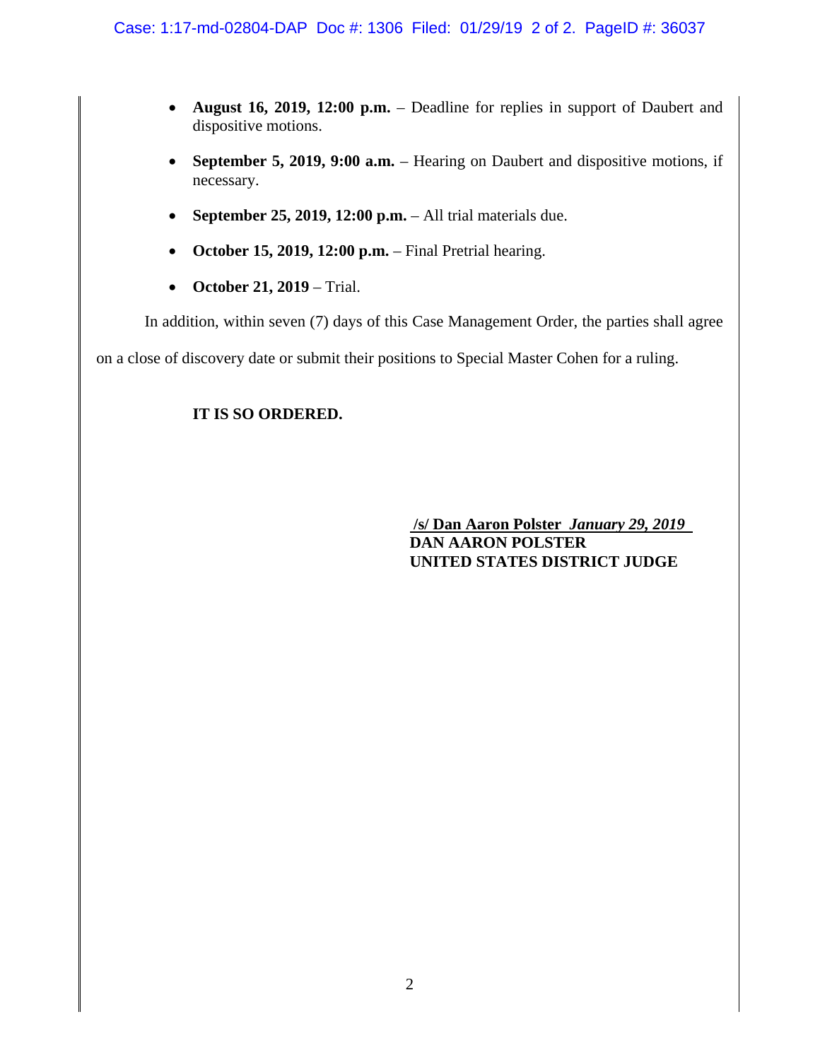- **August 16, 2019, 12:00 p.m.** – Deadline for replies in support of Daubert and dispositive motions.
- **September 5, 2019, 9:00 a.m.** – Hearing on Daubert and dispositive motions, if necessary.
- **September 25, 2019, 12:00 p.m.** – All trial materials due.
- **October 15, 2019, 12:00 p.m.** – Final Pretrial hearing.
- **October 21, 2019** – Trial.

In addition, within seven (7) days of this Case Management Order, the parties shall agree on a close of discovery date or submit their positions to Special Master Cohen for a ruling.

**IT IS SO ORDERED.**

**/s/ Dan Aaron Polster** ***January 29, 2019***
**DAN AARON POLSTER**
**UNITED STATES DISTRICT JUDGE**